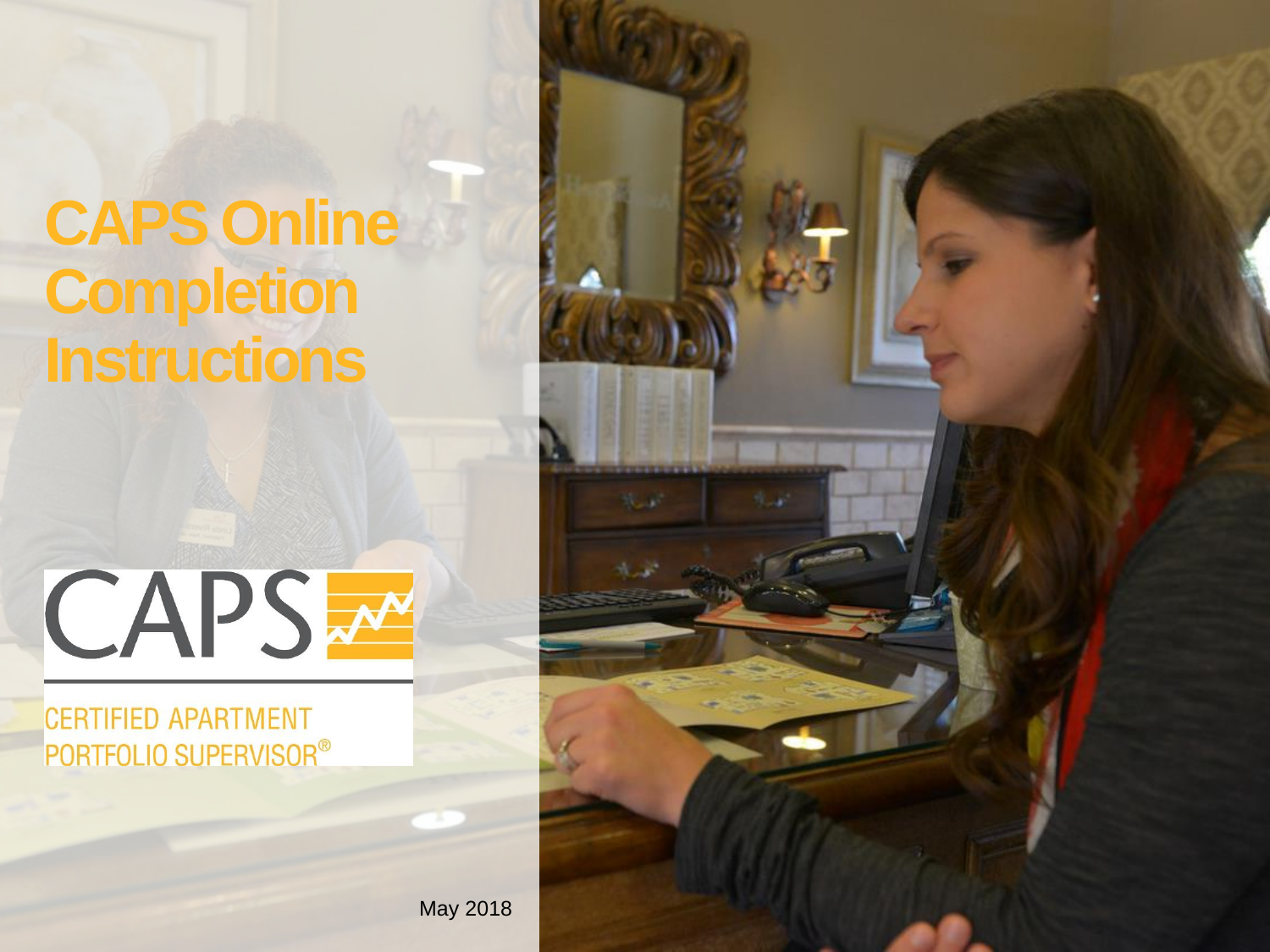# CAPS Online Completion Instructions

CAPS

CERTIFIED APARTMENT PORTFOLIO SUPERVISOR®

May 2018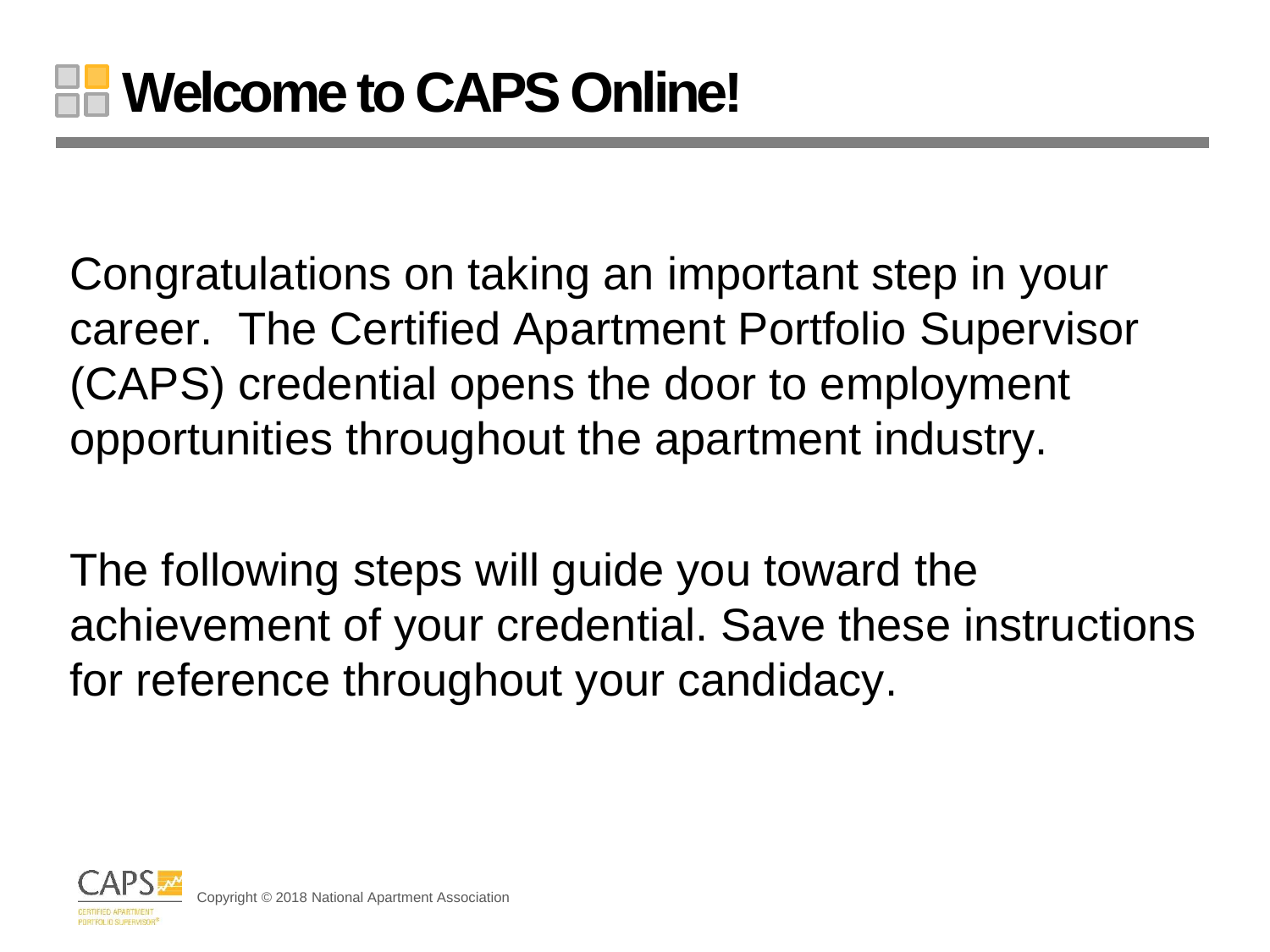# Welcome to CAPS Online!

Congratulations on taking an important step in your career.  The Certified Apartment Portfolio Supervisor (CAPS) credential opens the door to employment opportunities throughout the apartment industry.

The following steps will guide you toward the achievement of your credential. Save these instructions for reference throughout your candidacy.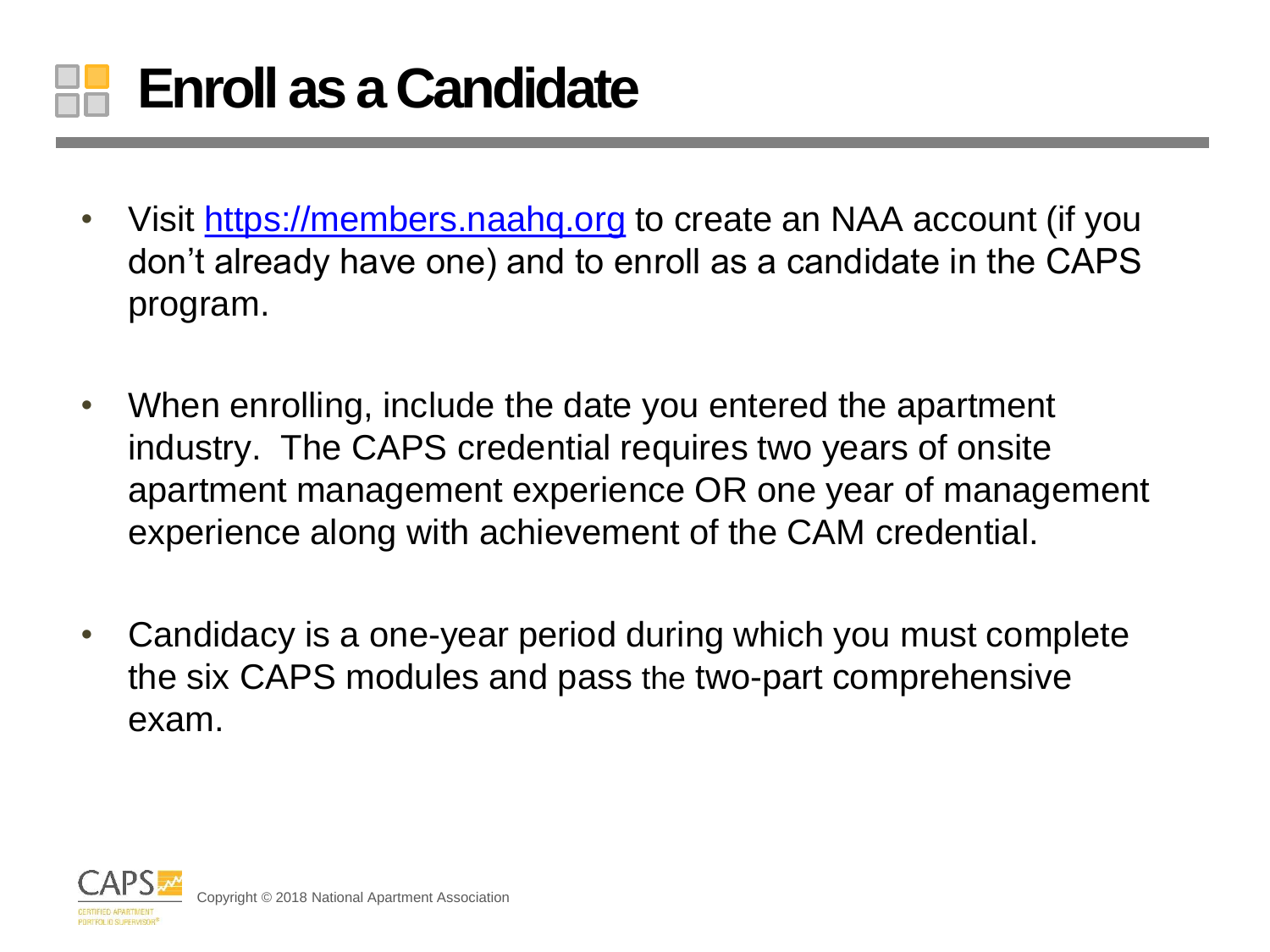# Enroll as a Candidate

- Visit https://members.naahq.org to create an NAA account (if you don't already have one) and to enroll as a candidate in the CAPS program.

- When enrolling, include the date you entered the apartment industry. The CAPS credential requires two years of onsite apartment management experience OR one year of management experience along with achievement of the CAM credential.

- Candidacy is a one-year period during which you must complete the six CAPS modules and pass the two-part comprehensive exam.

Copyright © 2018 National Apartment Association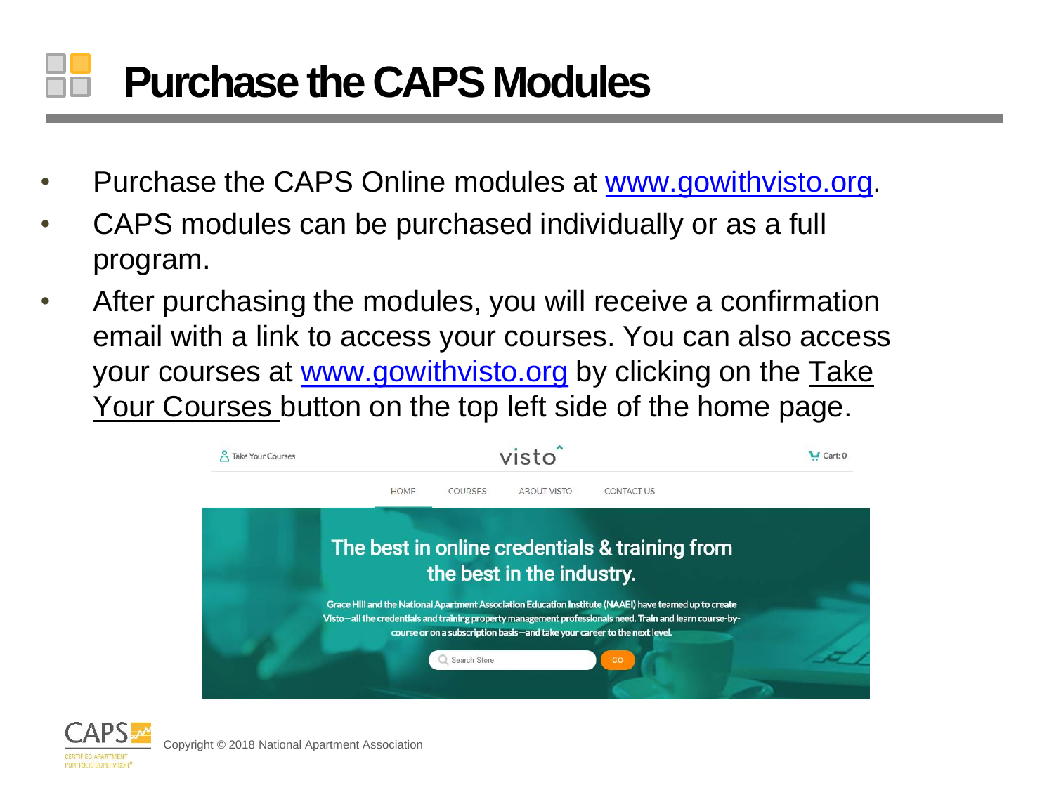# Purchase the CAPS Modules

- Purchase the CAPS Online modules at www.gowithvisto.org.
- CAPS modules can be purchased individually or as a full program.
- After purchasing the modules, you will receive a confirmation email with a link to access your courses. You can also access your courses at www.gowithvisto.org by clicking on the Take Your Courses button on the top left side of the home page.

Take Your Courses | visto | Cart: 0

HOME | COURSES | ABOUT VISTO | CONTACT US

The best in online credentials & training from the best in the industry.

Grace Hill and the National Apartment Association Education Institute (NAAEI) have teamed up to create Visto—all the credentials and training property management professionals need. Train and learn course-by-course or on a subscription basis—and take your career to the next level.

Search Store | GO

Copyright © 2018 National Apartment Association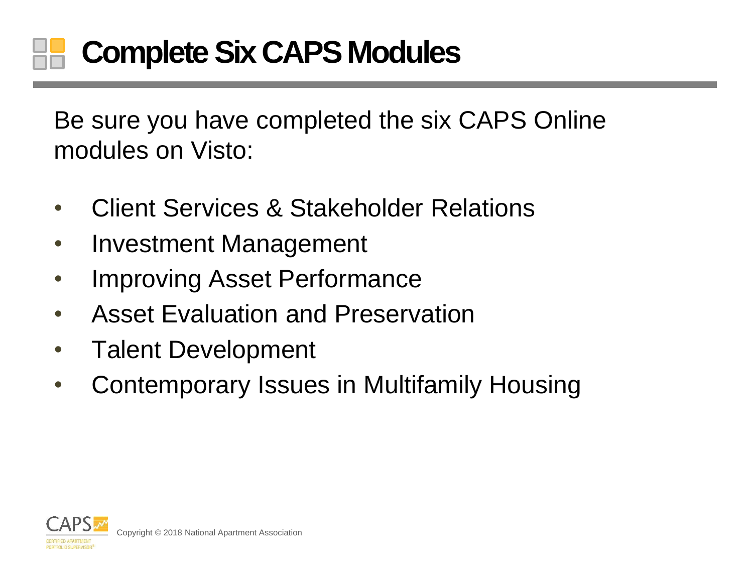# Complete Six CAPS Modules

Be sure you have completed the six CAPS Online modules on Visto:

- Client Services & Stakeholder Relations
- Investment Management
- Improving Asset Performance
- Asset Evaluation and Preservation
- Talent Development
- Contemporary Issues in Multifamily Housing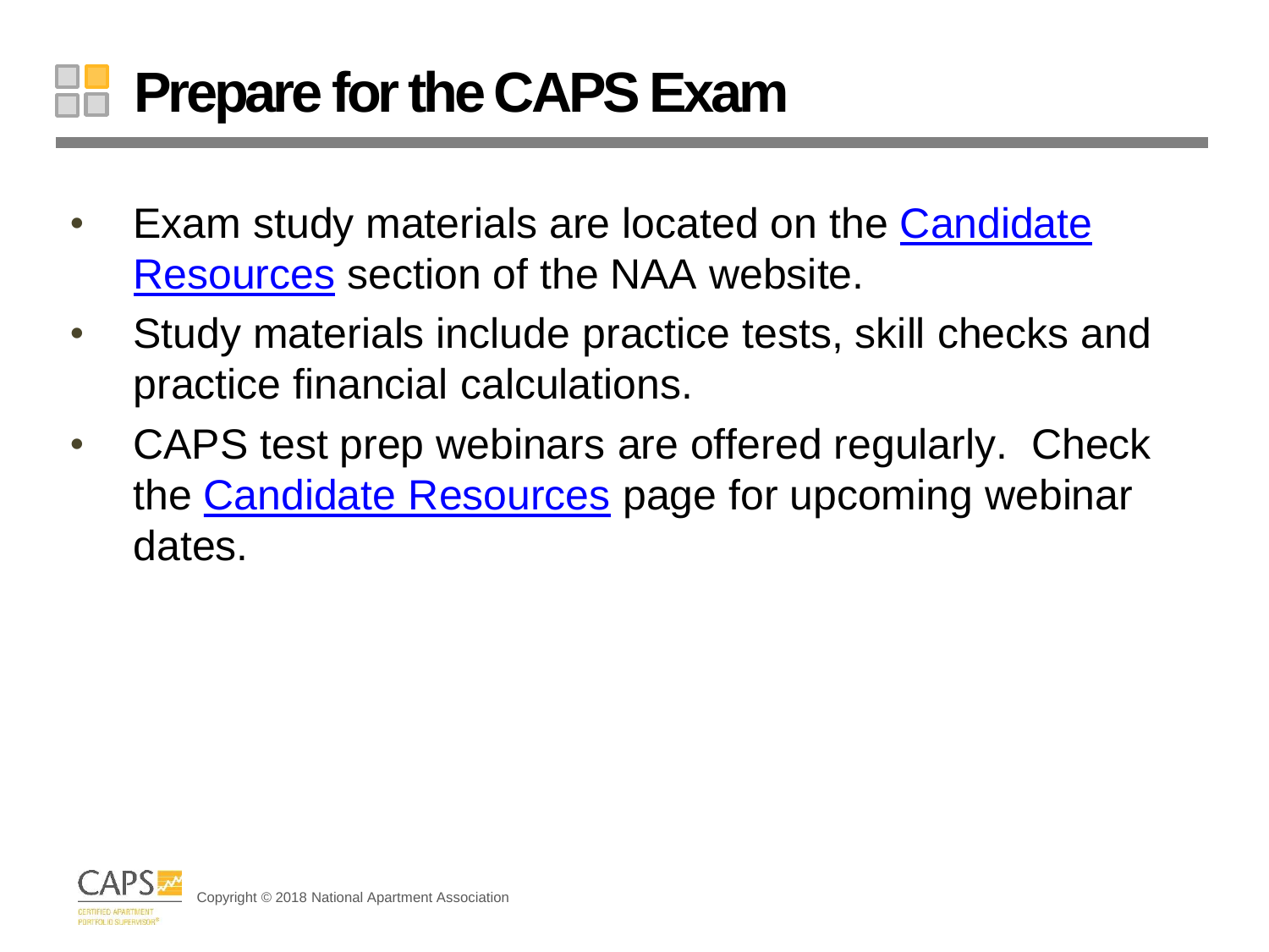# Prepare for the CAPS Exam

- Exam study materials are located on the Candidate Resources section of the NAA website.
- Study materials include practice tests, skill checks and practice financial calculations.
- CAPS test prep webinars are offered regularly. Check the Candidate Resources page for upcoming webinar dates.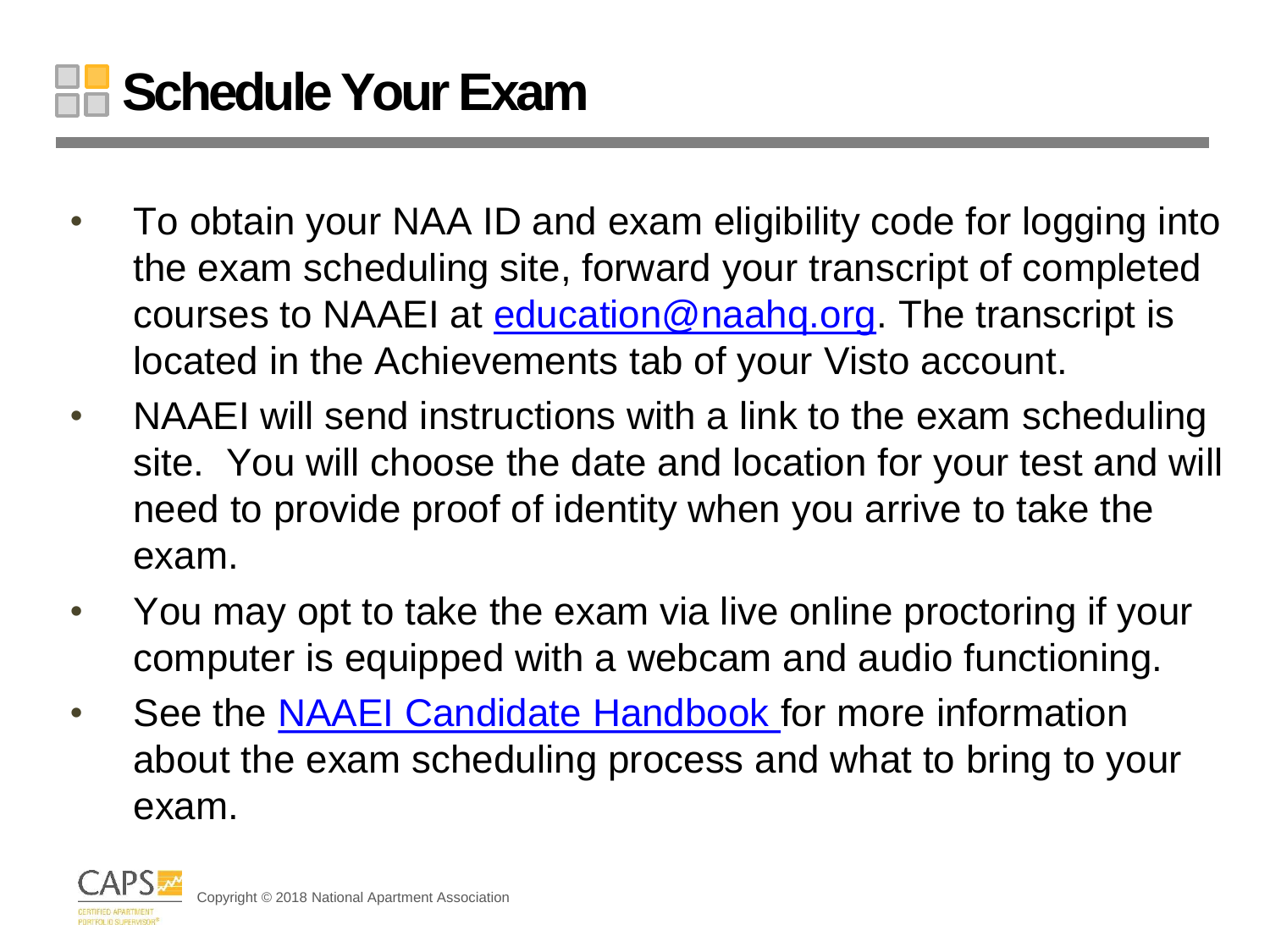# Schedule Your Exam

- To obtain your NAA ID and exam eligibility code for logging into the exam scheduling site, forward your transcript of completed courses to NAAEI at [education@naahq.org](mailto:education@naahq.org). The transcript is located in the Achievements tab of your Visto account.
- NAAEI will send instructions with a link to the exam scheduling site. You will choose the date and location for your test and will need to provide proof of identity when you arrive to take the exam.
- You may opt to take the exam via live online proctoring if your computer is equipped with a webcam and audio functioning.
- See the NAAEI Candidate Handbook for more information about the exam scheduling process and what to bring to your exam.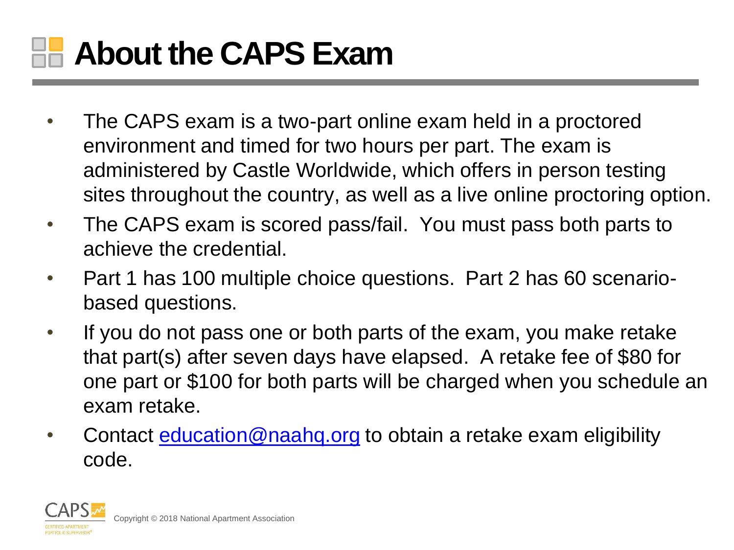# About the CAPS Exam

- The CAPS exam is a two-part online exam held in a proctored environment and timed for two hours per part. The exam is administered by Castle Worldwide, which offers in person testing sites throughout the country, as well as a live online proctoring option.
- The CAPS exam is scored pass/fail. You must pass both parts to achieve the credential.
- Part 1 has 100 multiple choice questions. Part 2 has 60 scenario-based questions.
- If you do not pass one or both parts of the exam, you make retake that part(s) after seven days have elapsed. A retake fee of $80 for one part or $100 for both parts will be charged when you schedule an exam retake.
- Contact [education@naahq.org](mailto:education@naahq.org) to obtain a retake exam eligibility code.

Copyright © 2018 National Apartment Association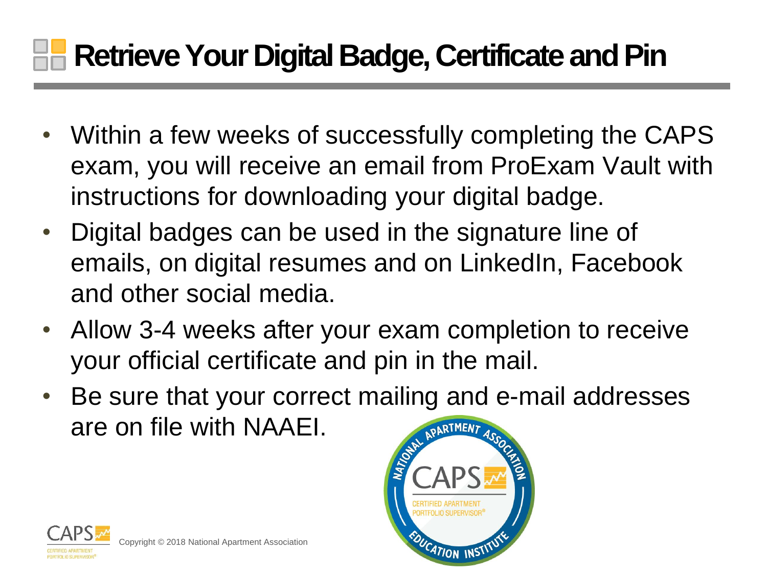# Retrieve Your Digital Badge, Certificate and Pin

- Within a few weeks of successfully completing the CAPS exam, you will receive an email from ProExam Vault with instructions for downloading your digital badge.
- Digital badges can be used in the signature line of emails, on digital resumes and on LinkedIn, Facebook and other social media.
- Allow 3-4 weeks after your exam completion to receive your official certificate and pin in the mail.
- Be sure that your correct mailing and e-mail addresses are on file with NAAEI.

Copyright © 2018 National Apartment Association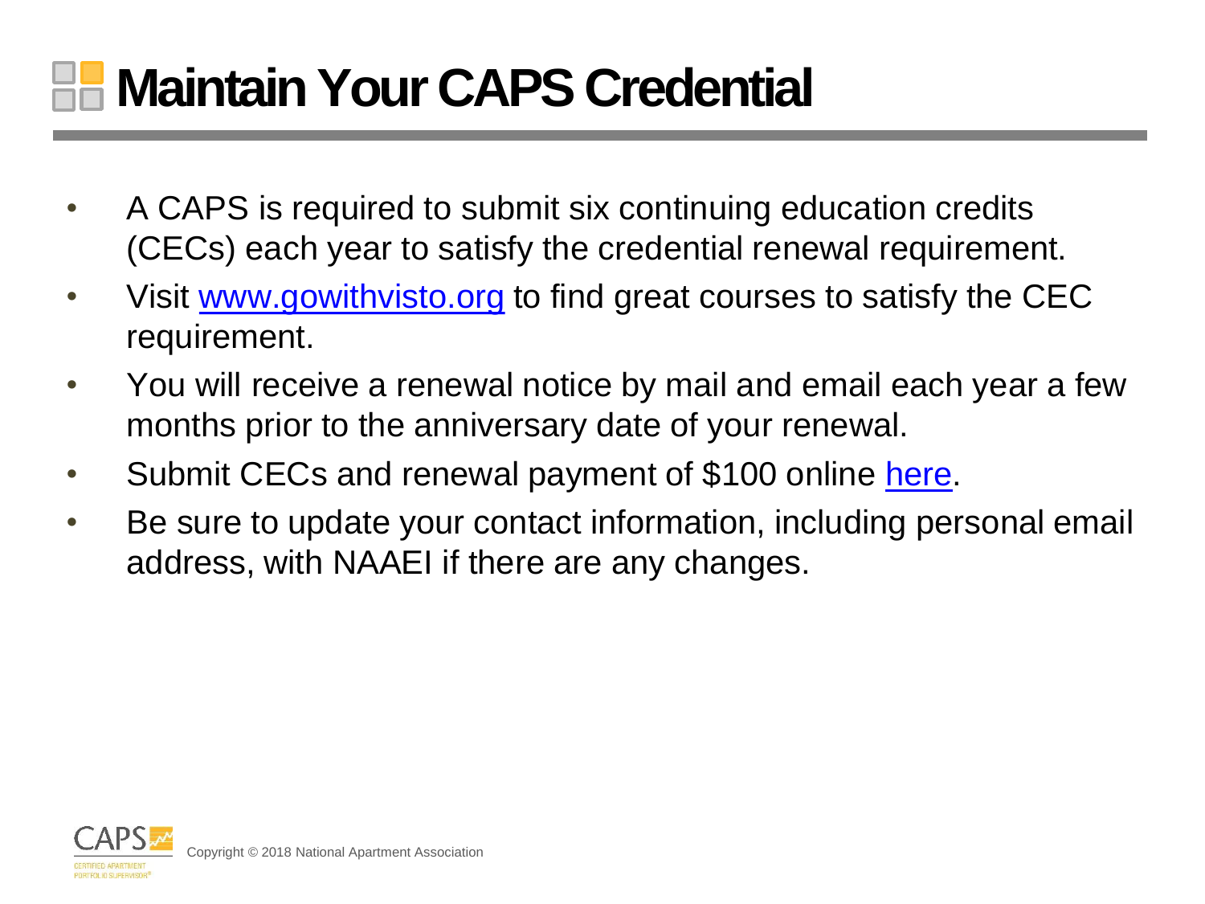# Maintain Your CAPS Credential

- A CAPS is required to submit six continuing education credits (CECs) each year to satisfy the credential renewal requirement.
- Visit www.gowithvisto.org to find great courses to satisfy the CEC requirement.
- You will receive a renewal notice by mail and email each year a few months prior to the anniversary date of your renewal.
- Submit CECs and renewal payment of $100 online here.
- Be sure to update your contact information, including personal email address, with NAAEI if there are any changes.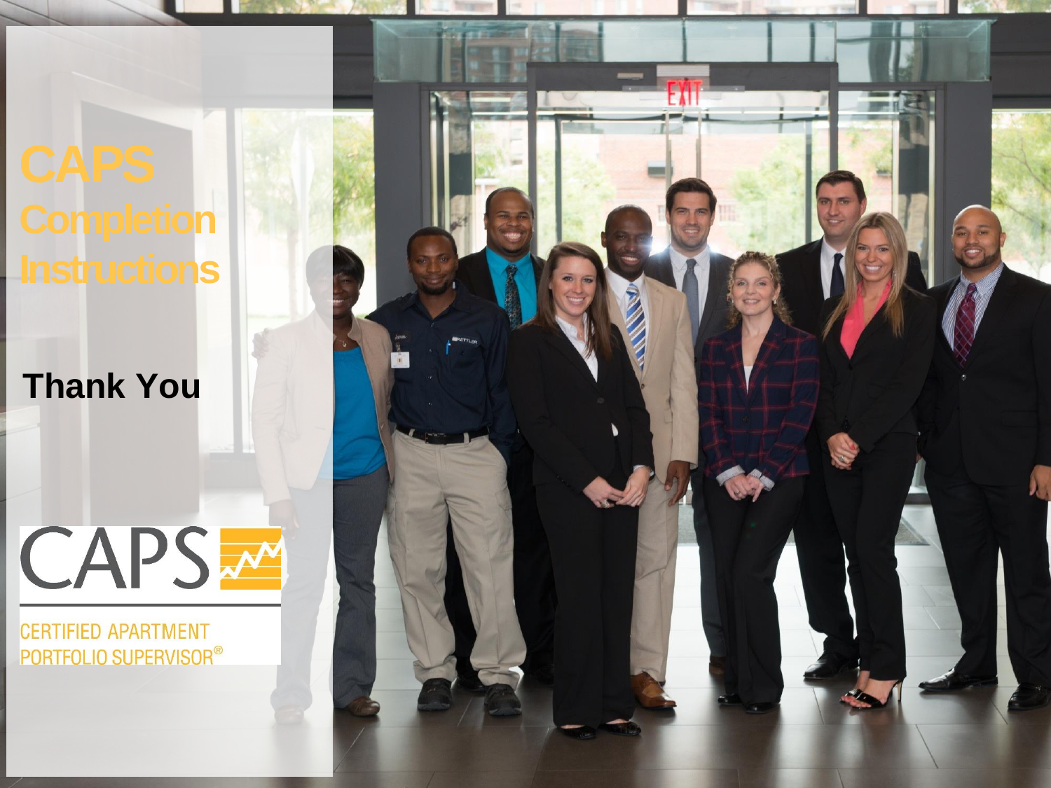# CAPS Completion Instructions

**Thank You**

CAPS

CERTIFIED APARTMENT PORTFOLIO SUPERVISOR®